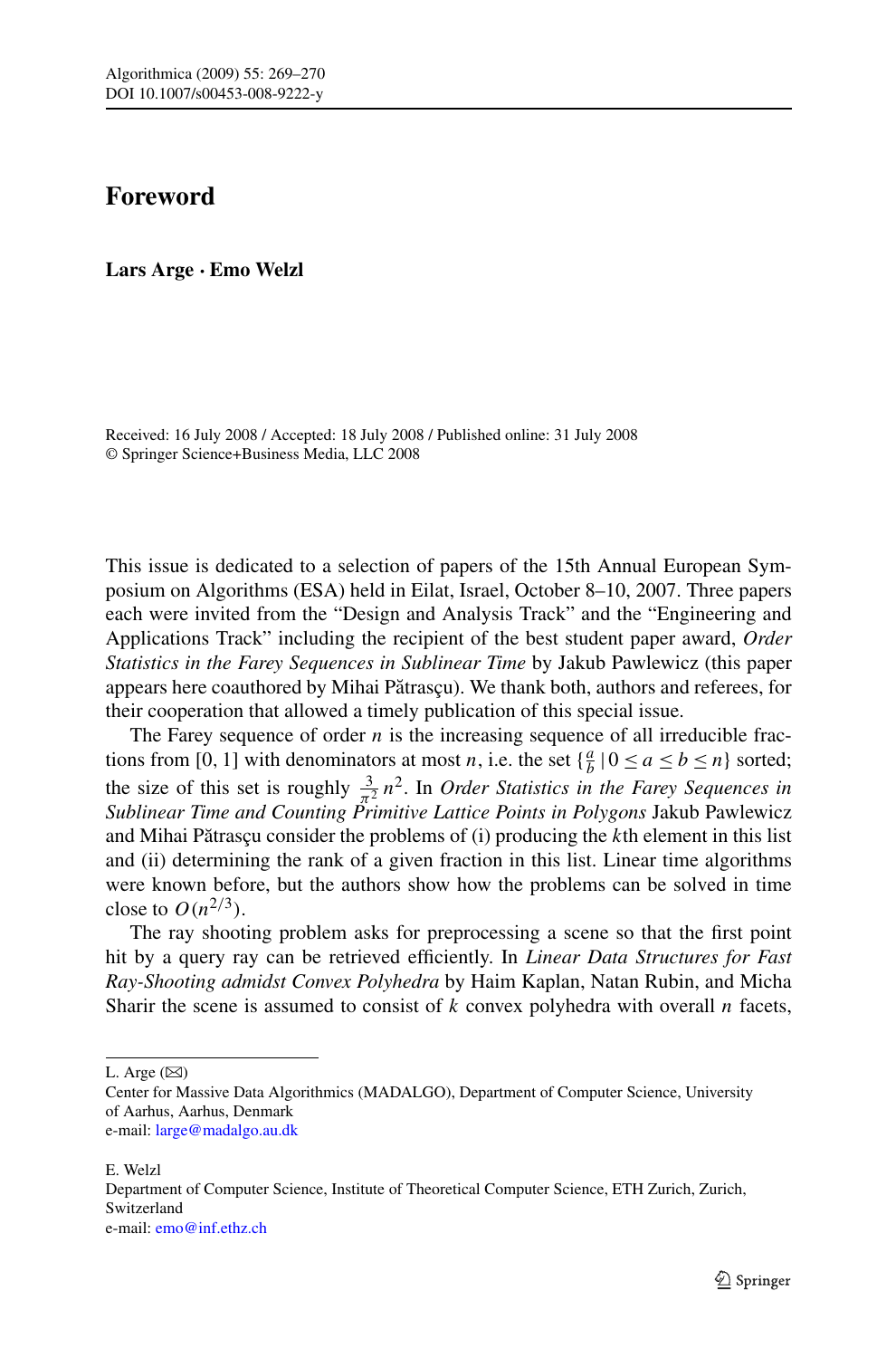# Foreword

**Lars Arge · Emo Welzl**

Received: 16 July 2008 / Accepted: 18 July 2008 / Published online: 31 July 2008
© Springer Science+Business Media, LLC 2008

This issue is dedicated to a selection of papers of the 15th Annual European Symposium on Algorithms (ESA) held in Eilat, Israel, October 8–10, 2007. Three papers each were invited from the "Design and Analysis Track" and the "Engineering and Applications Track" including the recipient of the best student paper award, *Order Statistics in the Farey Sequences in Sublinear Time* by Jakub Pawlewicz (this paper appears here coauthored by Mihai Pǎtraşçu). We thank both, authors and referees, for their cooperation that allowed a timely publication of this special issue.

The Farey sequence of order $n$ is the increasing sequence of all irreducible fractions from [0, 1] with denominators at most $n$, i.e. the set $\{\frac{a}{b} \mid 0 \leq a \leq b \leq n\}$ sorted; the size of this set is roughly $\frac{3}{\pi^2} n^2$. In *Order Statistics in the Farey Sequences in Sublinear Time and Counting Primitive Lattice Points in Polygons* Jakub Pawlewicz and Mihai Pǎtraşçu consider the problems of (i) producing the $k$th element in this list and (ii) determining the rank of a given fraction in this list. Linear time algorithms were known before, but the authors show how the problems can be solved in time close to $O(n^{2/3})$.

The ray shooting problem asks for preprocessing a scene so that the first point hit by a query ray can be retrieved efficiently. In *Linear Data Structures for Fast Ray-Shooting admidst Convex Polyhedra* by Haim Kaplan, Natan Rubin, and Micha Sharir the scene is assumed to consist of $k$ convex polyhedra with overall $n$ facets,

---

L. Arge (✉)
Center for Massive Data Algorithmics (MADALGO), Department of Computer Science, University of Aarhus, Aarhus, Denmark
e-mail: large@madalgo.au.dk

E. Welzl
Department of Computer Science, Institute of Theoretical Computer Science, ETH Zurich, Zurich, Switzerland
e-mail: emo@inf.ethz.ch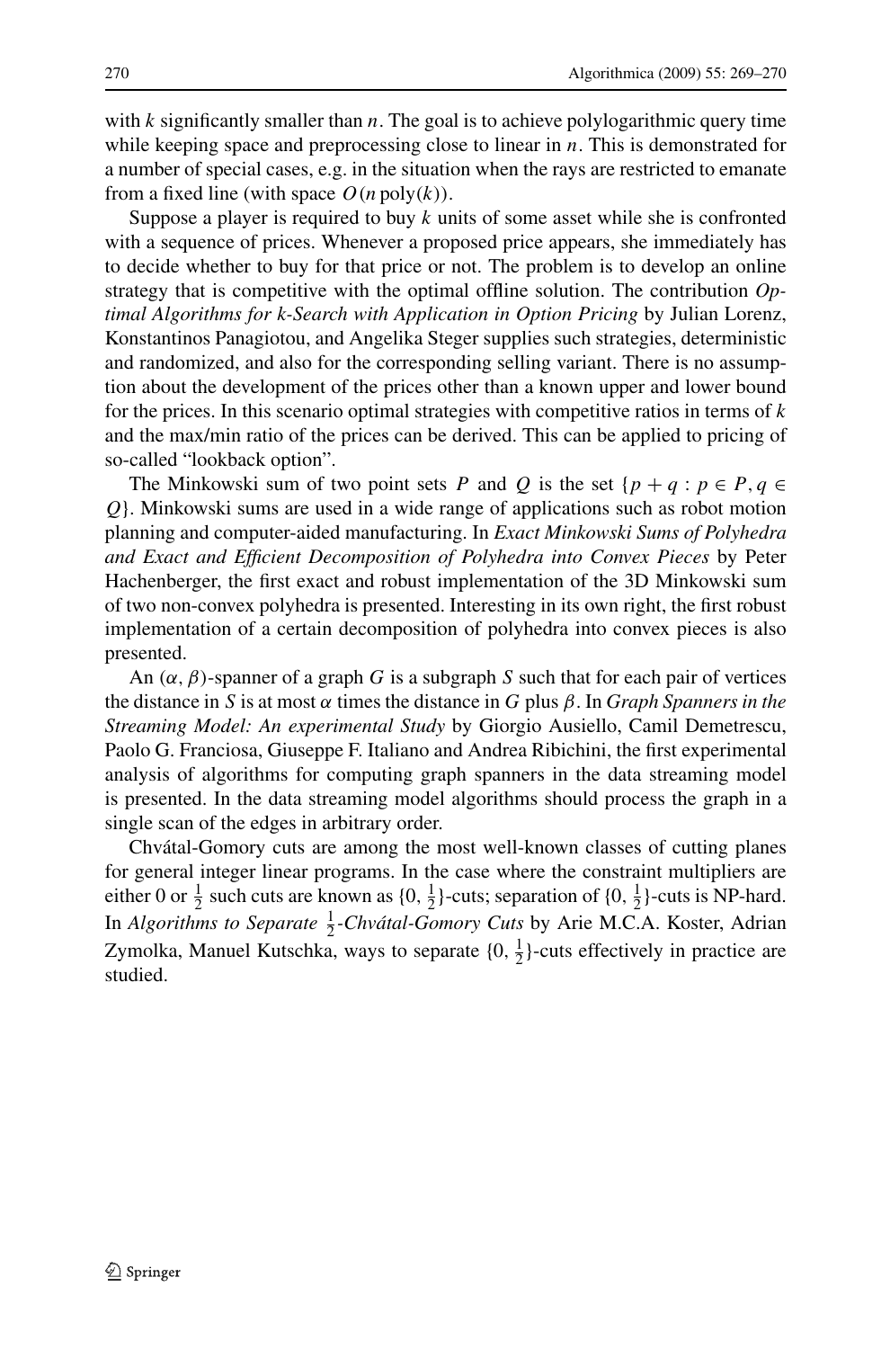with $k$ significantly smaller than $n$. The goal is to achieve polylogarithmic query time while keeping space and preprocessing close to linear in $n$. This is demonstrated for a number of special cases, e.g. in the situation when the rays are restricted to emanate from a fixed line (with space $O(n\,\mathrm{poly}(k))$).

Suppose a player is required to buy $k$ units of some asset while she is confronted with a sequence of prices. Whenever a proposed price appears, she immediately has to decide whether to buy for that price or not. The problem is to develop an online strategy that is competitive with the optimal offline solution. The contribution *Optimal Algorithms for k-Search with Application in Option Pricing* by Julian Lorenz, Konstantinos Panagiotou, and Angelika Steger supplies such strategies, deterministic and randomized, and also for the corresponding selling variant. There is no assumption about the development of the prices other than a known upper and lower bound for the prices. In this scenario optimal strategies with competitive ratios in terms of $k$ and the max/min ratio of the prices can be derived. This can be applied to pricing of so-called "lookback option".

The Minkowski sum of two point sets $P$ and $Q$ is the set $\{p + q : p \in P, q \in Q\}$. Minkowski sums are used in a wide range of applications such as robot motion planning and computer-aided manufacturing. In *Exact Minkowski Sums of Polyhedra and Exact and Efficient Decomposition of Polyhedra into Convex Pieces* by Peter Hachenberger, the first exact and robust implementation of the 3D Minkowski sum of two non-convex polyhedra is presented. Interesting in its own right, the first robust implementation of a certain decomposition of polyhedra into convex pieces is also presented.

An $(\alpha, \beta)$-spanner of a graph $G$ is a subgraph $S$ such that for each pair of vertices the distance in $S$ is at most $\alpha$ times the distance in $G$ plus $\beta$. In *Graph Spanners in the Streaming Model: An experimental Study* by Giorgio Ausiello, Camil Demetrescu, Paolo G. Franciosa, Giuseppe F. Italiano and Andrea Ribichini, the first experimental analysis of algorithms for computing graph spanners in the data streaming model is presented. In the data streaming model algorithms should process the graph in a single scan of the edges in arbitrary order.

Chvátal-Gomory cuts are among the most well-known classes of cutting planes for general integer linear programs. In the case where the constraint multipliers are either 0 or $\frac{1}{2}$ such cuts are known as $\{0, \frac{1}{2}\}$-cuts; separation of $\{0, \frac{1}{2}\}$-cuts is NP-hard. In *Algorithms to Separate $\frac{1}{2}$-Chvátal-Gomory Cuts* by Arie M.C.A. Koster, Adrian Zymolka, Manuel Kutschka, ways to separate $\{0, \frac{1}{2}\}$-cuts effectively in practice are studied.